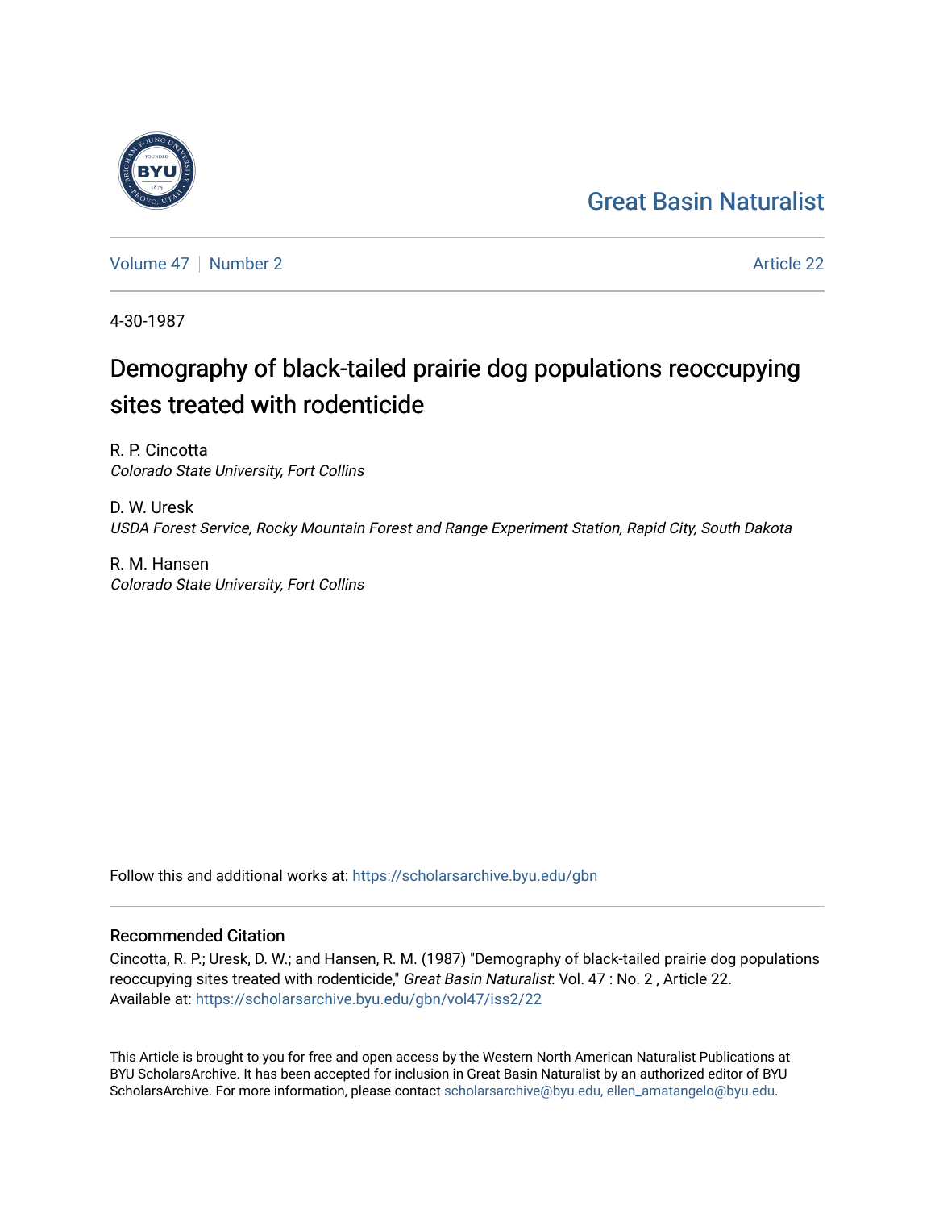Great Basin Naturalist

Volume 47 | Number 2 | Article 22

4-30-1987

# Demography of black-tailed prairie dog populations reoccupying sites treated with rodenticide

R. P. Cincotta
*Colorado State University, Fort Collins*

D. W. Uresk
*USDA Forest Service, Rocky Mountain Forest and Range Experiment Station, Rapid City, South Dakota*

R. M. Hansen
*Colorado State University, Fort Collins*

Follow this and additional works at: https://scholarsarchive.byu.edu/gbn

## Recommended Citation

Cincotta, R. P.; Uresk, D. W.; and Hansen, R. M. (1987) "Demography of black-tailed prairie dog populations reoccupying sites treated with rodenticide," *Great Basin Naturalist*: Vol. 47 : No. 2 , Article 22.
Available at: https://scholarsarchive.byu.edu/gbn/vol47/iss2/22

This Article is brought to you for free and open access by the Western North American Naturalist Publications at BYU ScholarsArchive. It has been accepted for inclusion in Great Basin Naturalist by an authorized editor of BYU ScholarsArchive. For more information, please contact scholarsarchive@byu.edu, ellen_amatangelo@byu.edu.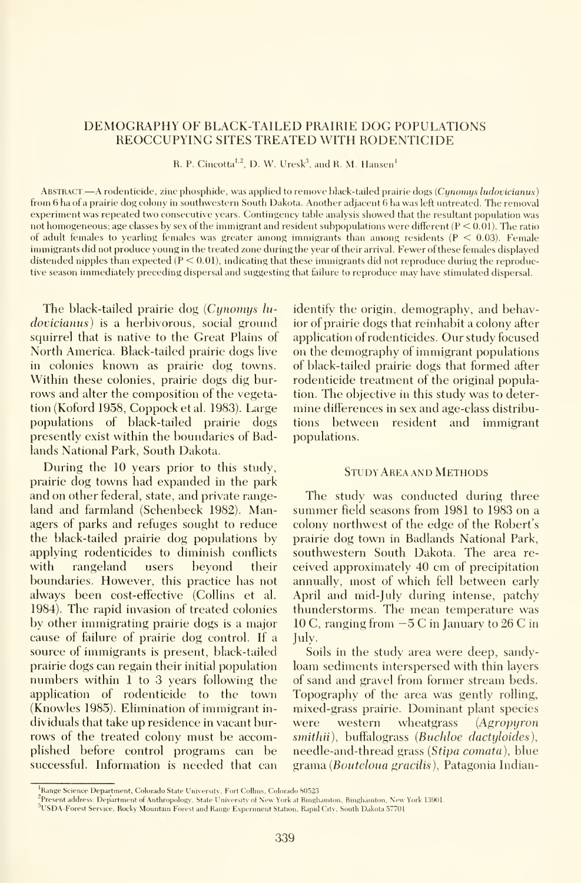# DEMOGRAPHY OF BLACK-TAILED PRAIRIE DOG POPULATIONS REOCCUPYING SITES TREATED WITH RODENTICIDE

R. P. Cincotta[1,2], D. W. Uresk[3], and R. M. Hansen[1]

ABSTRACT.—A rodenticide, zinc phosphide, was applied to remove black-tailed prairie dogs (*Cynomys ludovicianus*) from 6 ha of a prairie dog colony in southwestern South Dakota. Another adjacent 6 ha was left untreated. The removal experiment was repeated two consecutive years. Contingency table analysis showed that the resultant population was not homogeneous; age classes by sex of the immigrant and resident subpopulations were different ($P < 0.01$). The ratio of adult females to yearling females was greater among immigrants than among residents ($P < 0.03$). Female immigrants did not produce young in the treated zone during the year of their arrival. Fewer of these females displayed distended nipples than expected ($P < 0.01$), indicating that these immigrants did not reproduce during the reproductive season immediately preceding dispersal and suggesting that failure to reproduce may have stimulated dispersal.

The black-tailed prairie dog (*Cynomys ludovicianus*) is a herbivorous, social ground squirrel that is native to the Great Plains of North America. Black-tailed prairie dogs live in colonies known as prairie dog towns. Within these colonies, prairie dogs dig burrows and alter the composition of the vegetation (Koford 1958, Coppock et al. 1983). Large populations of black-tailed prairie dogs presently exist within the boundaries of Badlands National Park, South Dakota.

During the 10 years prior to this study, prairie dog towns had expanded in the park and on other federal, state, and private rangeland and farmland (Schenbeck 1982). Managers of parks and refuges sought to reduce the black-tailed prairie dog populations by applying rodenticides to diminish conflicts with rangeland users beyond their boundaries. However, this practice has not always been cost-effective (Collins et al. 1984). The rapid invasion of treated colonies by other immigrating prairie dogs is a major cause of failure of prairie dog control. If a source of immigrants is present, black-tailed prairie dogs can regain their initial population numbers within 1 to 3 years following the application of rodenticide to the town (Knowles 1985). Elimination of immigrant individuals that take up residence in vacant burrows of the treated colony must be accomplished before control programs can be successful. Information is needed that can identify the origin, demography, and behavior of prairie dogs that reinhabit a colony after application of rodenticides. Our study focused on the demography of immigrant populations of black-tailed prairie dogs that formed after rodenticide treatment of the original population. The objective in this study was to determine differences in sex and age-class distributions between resident and immigrant populations.

## Study Area and Methods

The study was conducted during three summer field seasons from 1981 to 1983 on a colony northwest of the edge of the Robert's prairie dog town in Badlands National Park, southwestern South Dakota. The area received approximately 40 cm of precipitation annually, most of which fell between early April and mid-July during intense, patchy thunderstorms. The mean temperature was 10 C, ranging from −5 C in January to 26 C in July.

Soils in the study area were deep, sandy-loam sediments interspersed with thin layers of sand and gravel from former stream beds. Topography of the area was gently rolling, mixed-grass prairie. Dominant plant species were western wheatgrass (*Agropyron smithii*), buffalograss (*Buchloe dactyloides*), needle-and-thread grass (*Stipa comata*), blue grama (*Bouteloua gracilis*), Patagonia Indian-

[1]Range Science Department, Colorado State University, Fort Collins, Colorado 80523

[2]Present address: Department of Anthropology, State University of New York at Binghamton, Binghamton, New York 13901.

[3]USDA-Forest Service, Rocky Mountain Forest and Range Experiment Station, Rapid City, South Dakota 57701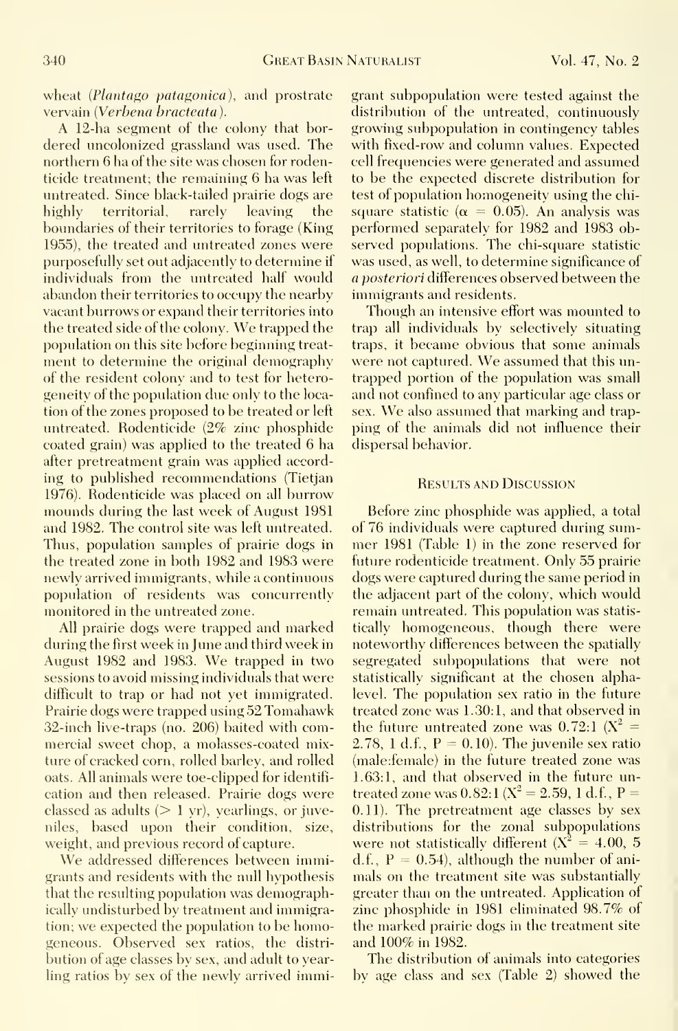wheat (*Plantago patagonica*), and prostrate vervain (*Verbena bracteata*).

A 12-ha segment of the colony that bordered uncolonized grassland was used. The northern 6 ha of the site was chosen for rodenticide treatment; the remaining 6 ha was left untreated. Since black-tailed prairie dogs are highly territorial, rarely leaving the boundaries of their territories to forage (King 1955), the treated and untreated zones were purposefully set out adjacently to determine if individuals from the untreated half would abandon their territories to occupy the nearby vacant burrows or expand their territories into the treated side of the colony. We trapped the population on this site before beginning treatment to determine the original demography of the resident colony and to test for heterogeneity of the population due only to the location of the zones proposed to be treated or left untreated. Rodenticide (2% zinc phosphide coated grain) was applied to the treated 6 ha after pretreatment grain was applied according to published recommendations (Tietjan 1976). Rodenticide was placed on all burrow mounds during the last week of August 1981 and 1982. The control site was left untreated. Thus, population samples of prairie dogs in the treated zone in both 1982 and 1983 were newly arrived immigrants, while a continuous population of residents was concurrently monitored in the untreated zone.

All prairie dogs were trapped and marked during the first week in June and third week in August 1982 and 1983. We trapped in two sessions to avoid missing individuals that were difficult to trap or had not yet immigrated. Prairie dogs were trapped using 52 Tomahawk 32-inch live-traps (no. 206) baited with commercial sweet chop, a molasses-coated mixture of cracked corn, rolled barley, and rolled oats. All animals were toe-clipped for identification and then released. Prairie dogs were classed as adults (> 1 yr), yearlings, or juveniles, based upon their condition, size, weight, and previous record of capture.

We addressed differences between immigrants and residents with the null hypothesis that the resulting population was demographically undisturbed by treatment and immigration; we expected the population to be homogeneous. Observed sex ratios, the distribution of age classes by sex, and adult to yearling ratios by sex of the newly arrived immigrant subpopulation were tested against the distribution of the untreated, continuously growing subpopulation in contingency tables with fixed-row and column values. Expected cell frequencies were generated and assumed to be the expected discrete distribution for test of population homogeneity using the chi-square statistic ($\alpha = 0.05$). An analysis was performed separately for 1982 and 1983 observed populations. The chi-square statistic was used, as well, to determine significance of *a posteriori* differences observed between the immigrants and residents.

Though an intensive effort was mounted to trap all individuals by selectively situating traps, it became obvious that some animals were not captured. We assumed that this untrapped portion of the population was small and not confined to any particular age class or sex. We also assumed that marking and trapping of the animals did not influence their dispersal behavior.

## Results and Discussion

Before zinc phosphide was applied, a total of 76 individuals were captured during summer 1981 (Table 1) in the zone reserved for future rodenticide treatment. Only 55 prairie dogs were captured during the same period in the adjacent part of the colony, which would remain untreated. This population was statistically homogeneous, though there were noteworthy differences between the spatially segregated subpopulations that were not statistically significant at the chosen alpha-level. The population sex ratio in the future treated zone was 1.30:1, and that observed in the future untreated zone was 0.72:1 ($X^2$ = 2.78, 1 d.f., P = 0.10). The juvenile sex ratio (male:female) in the future treated zone was 1.63:1, and that observed in the future untreated zone was 0.82:1 ($X^2$ = 2.59, 1 d.f., P = 0.11). The pretreatment age classes by sex distributions for the zonal subpopulations were not statistically different ($X^2$ = 4.00, 5 d.f., P = 0.54), although the number of animals on the treatment site was substantially greater than on the untreated. Application of zinc phosphide in 1981 eliminated 98.7% of the marked prairie dogs in the treatment site and 100% in 1982.

The distribution of animals into categories by age class and sex (Table 2) showed the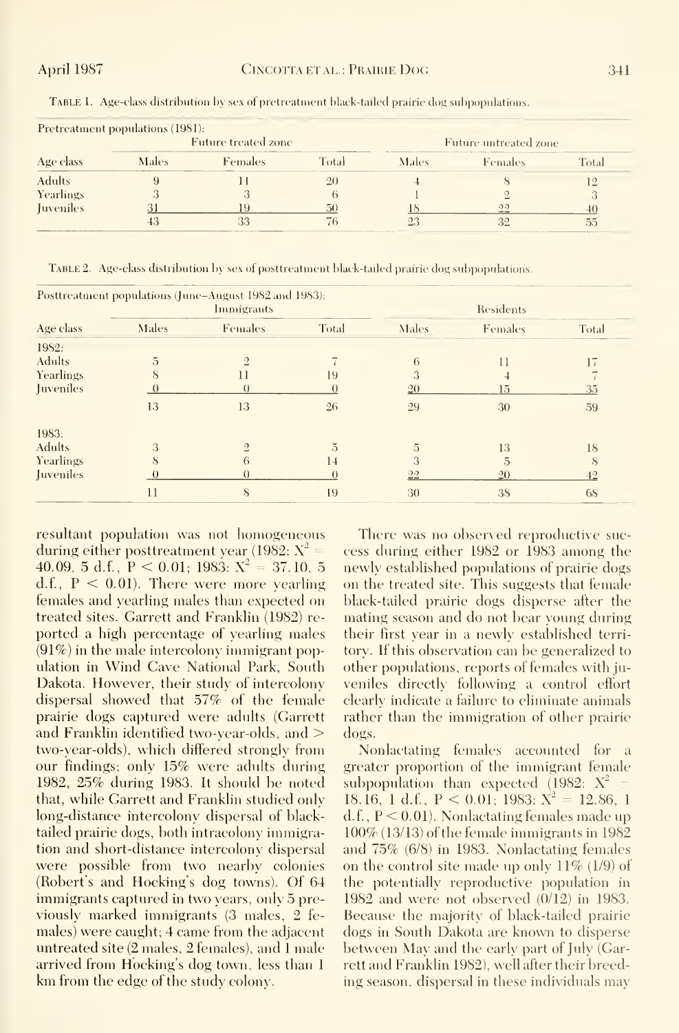Table 1. Age-class distribution by sex of pretreatment black-tailed prairie dog subpopulations.

| Pretreatment populations (1981): | | | | | | |
|---|---|---|---|---|---|---|
| | Future treated zone | | | Future untreated zone | | |
| Age class | Males | Females | Total | Males | Females | Total |
| Adults | 9 | 11 | 20 | 4 | 8 | 12 |
| Yearlings | 3 | 3 | 6 | 1 | 2 | 3 |
| Juveniles | 31 | 19 | 50 | 18 | 22 | 40 |
| | 43 | 33 | 76 | 23 | 32 | 55 |

Table 2. Age-class distribution by sex of posttreatment black-tailed prairie dog subpopulations.

| Posttreatment populations (June–August 1982 and 1983): | | | | | | |
|---|---|---|---|---|---|---|
| | Immigrants | | | Residents | | |
| Age class | Males | Females | Total | Males | Females | Total |
| 1982: | | | | | | |
| Adults | 5 | 2 | 7 | 6 | 11 | 17 |
| Yearlings | 8 | 11 | 19 | 3 | 4 | 7 |
| Juveniles | 0 | 0 | 0 | 20 | 15 | 35 |
| | 13 | 13 | 26 | 29 | 30 | 59 |
| 1983: | | | | | | |
| Adults | 3 | 2 | 5 | 5 | 13 | 18 |
| Yearlings | 8 | 6 | 14 | 3 | 5 | 8 |
| Juveniles | 0 | 0 | 0 | 22 | 20 | 42 |
| | 11 | 8 | 19 | 30 | 38 | 68 |

resultant population was not homogeneous during either posttreatment year (1982: $X^2$ = 40.09, 5 d.f., $P < 0.01$; 1983: $X^2$ = 37.10, 5 d.f., $P < 0.01$). There were more yearling females and yearling males than expected on treated sites. Garrett and Franklin (1982) reported a high percentage of yearling males (91%) in the male intercolony immigrant population in Wind Cave National Park, South Dakota. However, their study of intercolony dispersal showed that 57% of the female prairie dogs captured were adults (Garrett and Franklin identified two-year-olds, and > two-year-olds), which differed strongly from our findings; only 15% were adults during 1982, 25% during 1983. It should be noted that, while Garrett and Franklin studied only long-distance intercolony dispersal of black-tailed prairie dogs, both intracolony immigration and short-distance intercolony dispersal were possible from two nearby colonies (Robert's and Hocking's dog towns). Of 64 immigrants captured in two years, only 5 previously marked immigrants (3 males, 2 females) were caught; 4 came from the adjacent untreated site (2 males, 2 females), and 1 male arrived from Hocking's dog town, less than 1 km from the edge of the study colony.

There was no observed reproductive success during either 1982 or 1983 among the newly established populations of prairie dogs on the treated site. This suggests that female black-tailed prairie dogs disperse after the mating season and do not bear young during their first year in a newly established territory. If this observation can be generalized to other populations, reports of females with juveniles directly following a control effort clearly indicate a failure to eliminate animals rather than the immigration of other prairie dogs.

Nonlactating females accounted for a greater proportion of the immigrant female subpopulation than expected (1982: $X^2$ = 18.16, 1 d.f., $P < 0.01$; 1983: $X^2$ = 12.86, 1 d.f., $P < 0.01$). Nonlactating females made up 100% (13/13) of the female immigrants in 1982 and 75% (6/8) in 1983. Nonlactating females on the control site made up only 11% (1/9) of the potentially reproductive population in 1982 and were not observed (0/12) in 1983. Because the majority of black-tailed prairie dogs in South Dakota are known to disperse between May and the early part of July (Garrett and Franklin 1982), well after their breeding season, dispersal in these individuals may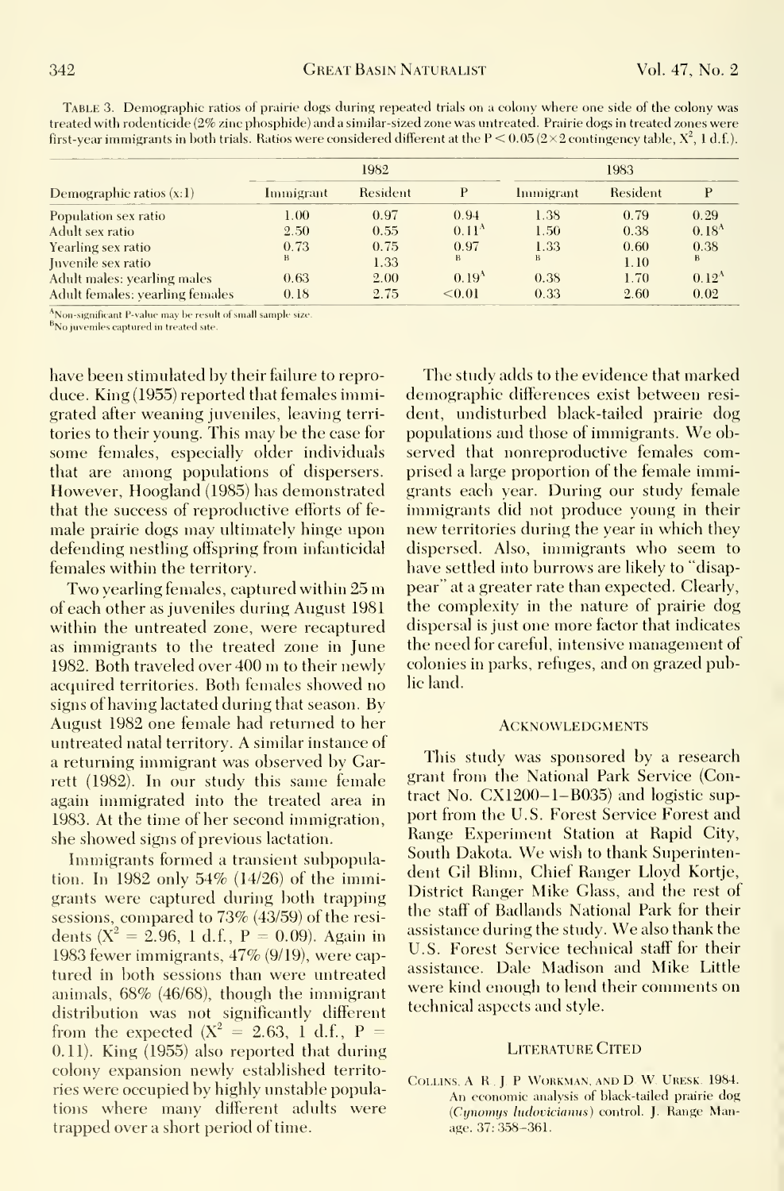Table 3. Demographic ratios of prairie dogs during repeated trials on a colony where one side of the colony was treated with rodenticide (2% zinc phosphide) and a similar-sized zone was untreated. Prairie dogs in treated zones were first-year immigrants in both trials. Ratios were considered different at the $P < 0.05$ ($2 \times 2$ contingency table, $X^2$, 1 d.f.).

| Demographic ratios (x:1) | 1982 | | | 1983 | | |
|---|---|---|---|---|---|---|
| | Immigrant | Resident | P | Immigrant | Resident | P |
| Population sex ratio | 1.00 | 0.97 | 0.94 | 1.38 | 0.79 | 0.29 |
| Adult sex ratio | 2.50 | 0.55 | 0.11[A] | 1.50 | 0.38 | 0.18[A] |
| Yearling sex ratio | 0.73 | 0.75 | 0.97 | 1.33 | 0.60 | 0.38 |
| Juvenile sex ratio | [B] | 1.33 | [B] | [B] | 1.10 | [B] |
| Adult males: yearling males | 0.63 | 2.00 | 0.19[A] | 0.38 | 1.70 | 0.12[A] |
| Adult females: yearling females | 0.18 | 2.75 | <0.01 | 0.33 | 2.60 | 0.02 |

[A]Non-significant P-value may be result of small sample size.
[B]No juveniles captured in treated site.

have been stimulated by their failure to reproduce. King (1955) reported that females immigrated after weaning juveniles, leaving territories to their young. This may be the case for some females, especially older individuals that are among populations of dispersers. However, Hoogland (1985) has demonstrated that the success of reproductive efforts of female prairie dogs may ultimately hinge upon defending nestling offspring from infanticidal females within the territory.

Two yearling females, captured within 25 m of each other as juveniles during August 1981 within the untreated zone, were recaptured as immigrants to the treated zone in June 1982. Both traveled over 400 m to their newly acquired territories. Both females showed no signs of having lactated during that season. By August 1982 one female had returned to her untreated natal territory. A similar instance of a returning immigrant was observed by Garrett (1982). In our study this same female again immigrated into the treated area in 1983. At the time of her second immigration, she showed signs of previous lactation.

Immigrants formed a transient subpopulation. In 1982 only 54% (14/26) of the immigrants were captured during both trapping sessions, compared to 73% (43/59) of the residents ($X^2 = 2.96$, 1 d.f., $P = 0.09$). Again in 1983 fewer immigrants, 47% (9/19), were captured in both sessions than were untreated animals, 68% (46/68), though the immigrant distribution was not significantly different from the expected ($X^2 = 2.63$, 1 d.f., $P = 0.11$). King (1955) also reported that during colony expansion newly established territories were occupied by highly unstable populations where many different adults were trapped over a short period of time.

The study adds to the evidence that marked demographic differences exist between resident, undisturbed black-tailed prairie dog populations and those of immigrants. We observed that nonreproductive females comprised a large proportion of the female immigrants each year. During our study female immigrants did not produce young in their new territories during the year in which they dispersed. Also, immigrants who seem to have settled into burrows are likely to "disappear" at a greater rate than expected. Clearly, the complexity in the nature of prairie dog dispersal is just one more factor that indicates the need for careful, intensive management of colonies in parks, refuges, and on grazed public land.

## Acknowledgments

This study was sponsored by a research grant from the National Park Service (Contract No. CX1200-1-B035) and logistic support from the U.S. Forest Service Forest and Range Experiment Station at Rapid City, South Dakota. We wish to thank Superintendent Gil Blinn, Chief Ranger Lloyd Kortje, District Ranger Mike Glass, and the rest of the staff of Badlands National Park for their assistance during the study. We also thank the U.S. Forest Service technical staff for their assistance. Dale Madison and Mike Little were kind enough to lend their comments on technical aspects and style.

## Literature Cited

Collins, A. R., J. P. Workman, and D. W. Uresk. 1984. An economic analysis of black-tailed prairie dog (*Cynomys ludovicianus*) control. J. Range Manage. 37: 358–361.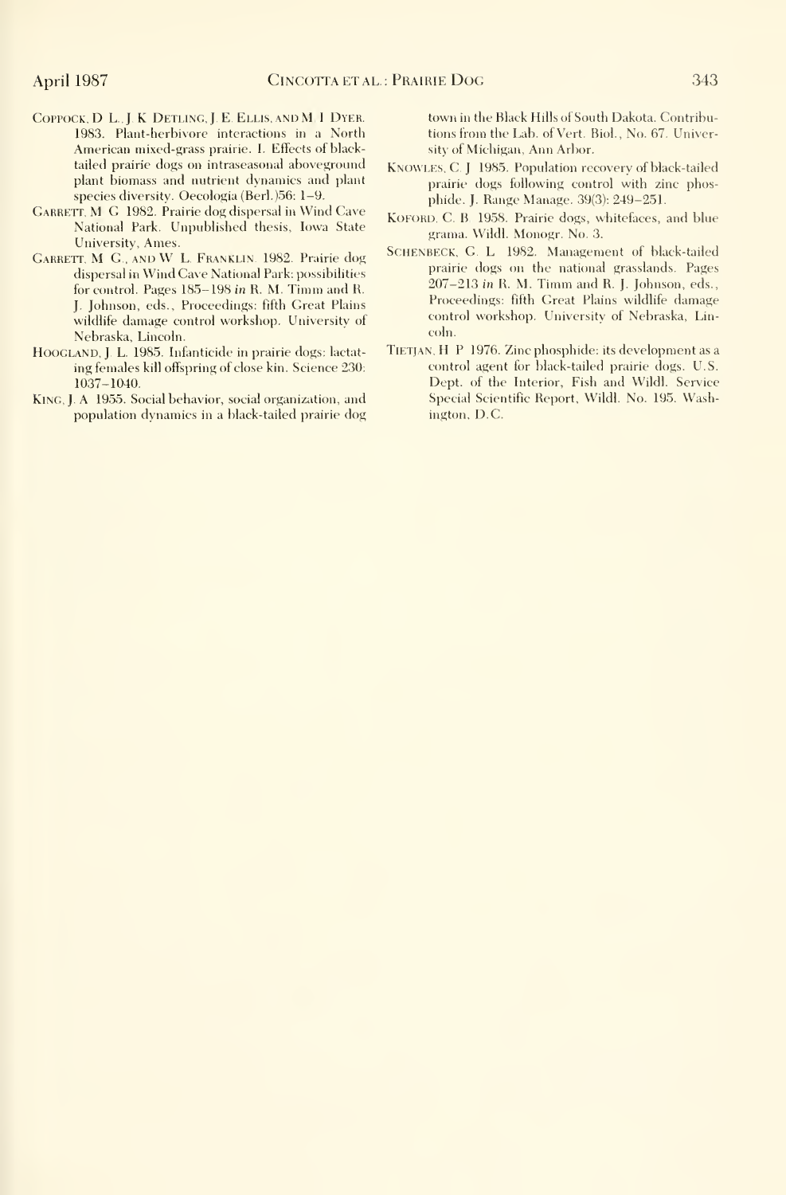Coppock, D. L., J. K. Detling, J. E. Ellis, and M. I. Dyer. 1983. Plant-herbivore interactions in a North American mixed-grass prairie. I. Effects of black-tailed prairie dogs on intraseasonal aboveground plant biomass and nutrient dynamics and plant species diversity. Oecologia (Berl.)56: 1–9.

Garrett, M. G. 1982. Prairie dog dispersal in Wind Cave National Park. Unpublished thesis, Iowa State University, Ames.

Garrett, M. G., and W. L. Franklin. 1982. Prairie dog dispersal in Wind Cave National Park: possibilities for control. Pages 185–198 *in* R. M. Timm and R. J. Johnson, eds., Proceedings: fifth Great Plains wildlife damage control workshop. University of Nebraska, Lincoln.

Hoogland, J. L. 1985. Infanticide in prairie dogs: lactating females kill offspring of close kin. Science 230: 1037–1040.

King, J. A. 1955. Social behavior, social organization, and population dynamics in a black-tailed prairie dog town in the Black Hills of South Dakota. Contributions from the Lab. of Vert. Biol., No. 67. University of Michigan, Ann Arbor.

Knowles, C. J. 1985. Population recovery of black-tailed prairie dogs following control with zinc phosphide. J. Range Manage. 39(3): 249–251.

Koford, C. B. 1958. Prairie dogs, whitefaces, and blue grama. Wildl. Monogr. No. 3.

Schenbeck, G. L. 1982. Management of black-tailed prairie dogs on the national grasslands. Pages 207–213 *in* R. M. Timm and R. J. Johnson, eds., Proceedings: fifth Great Plains wildlife damage control workshop. University of Nebraska, Lincoln.

Tietjan, H. P. 1976. Zinc phosphide: its development as a control agent for black-tailed prairie dogs. U.S. Dept. of the Interior, Fish and Wildl. Service Special Scientific Report, Wildl. No. 195. Washington, D.C.